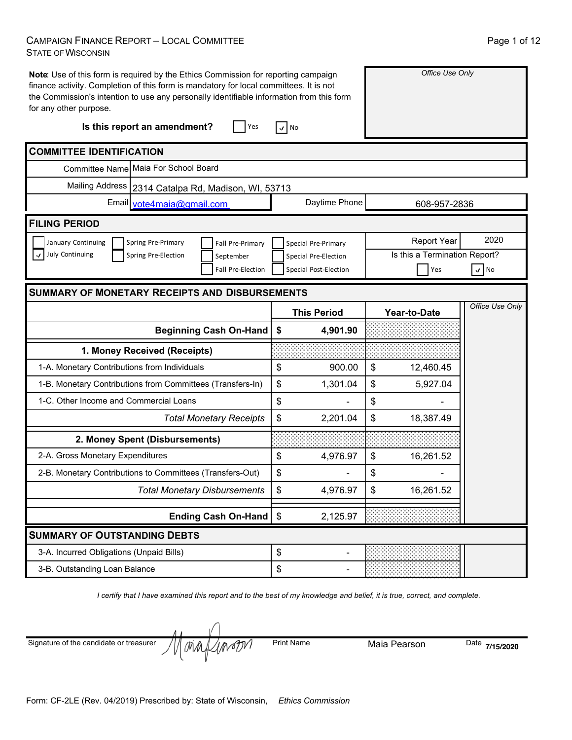CAMPAIGN FINANCE REPORT – LOCAL COMMITTEE
STATE OF WISCONSIN

**Note**: Use of this form is required by the Ethics Commission for reporting campaign finance activity. Completion of this form is mandatory for local committees. It is not the Commission's intention to use any personally identifiable information from this form for any other purpose.

*Office Use Only*

**Is this report an amendment?** ☐ Yes ☑ No

## COMMITTEE IDENTIFICATION

| | |
|---|---|
| Committee Name | Maia For School Board |
| Mailing Address | 2314 Catalpa Rd, Madison, WI, 53713 |
| Email | vote4maia@gmail.com |
| Daytime Phone | 608-957-2836 |

## FILING PERIOD

☐ January Continuing ☑ July Continuing ☐ Spring Pre-Primary ☐ Spring Pre-Election ☐ Fall Pre-Primary ☐ September ☐ Fall Pre-Election ☐ Special Pre-Primary ☐ Special Pre-Election ☐ Special Post-Election

Report Year: 2020

Is this a Termination Report? ☐ Yes ☑ No

## SUMMARY OF MONETARY RECEIPTS AND DISBURSEMENTS

| | This Period | Year-to-Date | Office Use Only |
|---|---|---|---|
| **Beginning Cash On-Hand** | **$ 4,901.90** | | |
| **1. Money Received (Receipts)** | | | |
| 1-A. Monetary Contributions from Individuals | $ 900.00 | $ 12,460.45 | |
| 1-B. Monetary Contributions from Committees (Transfers-In) | $ 1,301.04 | $ 5,927.04 | |
| 1-C. Other Income and Commercial Loans | $ - | $ - | |
| *Total Monetary Receipts* | $ 2,201.04 | $ 18,387.49 | |
| **2. Money Spent (Disbursements)** | | | |
| 2-A. Gross Monetary Expenditures | $ 4,976.97 | $ 16,261.52 | |
| 2-B. Monetary Contributions to Committees (Transfers-Out) | $ - | $ - | |
| *Total Monetary Disbursements* | $ 4,976.97 | $ 16,261.52 | |
| **Ending Cash On-Hand** | $ 2,125.97 | | |

## SUMMARY OF OUTSTANDING DEBTS

| | | |
|---|---|---|
| 3-A. Incurred Obligations (Unpaid Bills) | $ - | |
| 3-B. Outstanding Loan Balance | $ - | |

*I certify that I have examined this report and to the best of my knowledge and belief, it is true, correct, and complete.*

Signature of the candidate or treasurer: Maia Pearson  Print Name: Maia Pearson  Date: 7/15/2020

Form: CF-2LE (Rev. 04/2019) Prescribed by: State of Wisconsin, *Ethics Commission*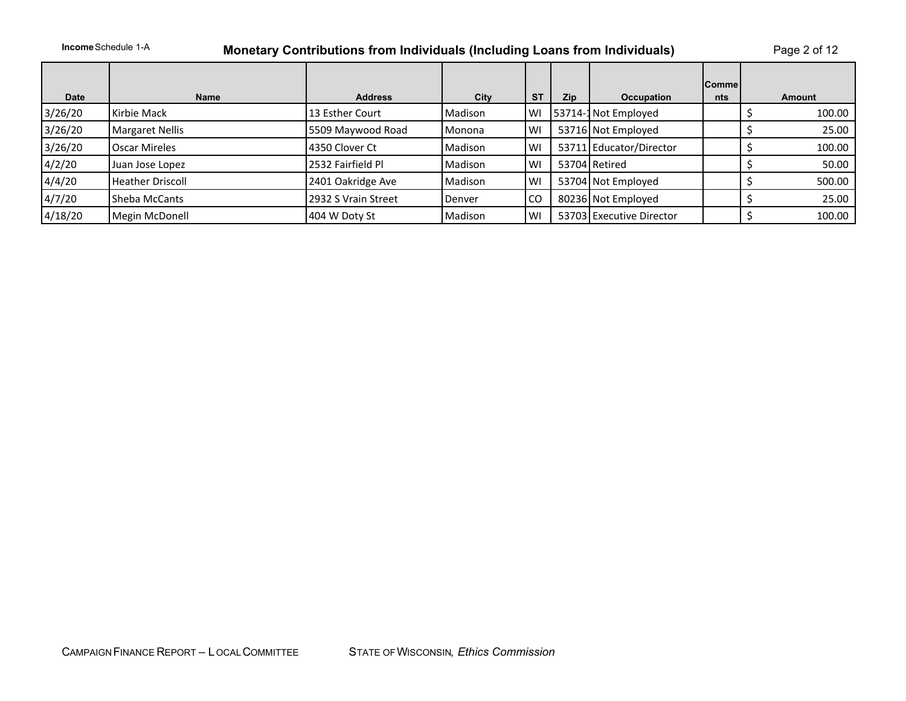**Income** Schedule 1-A

# Monetary Contributions from Individuals (Including Loans from Individuals)

| Date | Name | Address | City | ST | Zip | Occupation | Comments | Amount |
|---|---|---|---|---|---|---|---|---|
| 3/26/20 | Kirbie Mack | 13 Esther Court | Madison | WI | 53714-1 | Not Employed | | $ 100.00 |
| 3/26/20 | Margaret Nellis | 5509 Maywood Road | Monona | WI | 53716 | Not Employed | | $ 25.00 |
| 3/26/20 | Oscar Mireles | 4350 Clover Ct | Madison | WI | 53711 | Educator/Director | | $ 100.00 |
| 4/2/20 | Juan Jose Lopez | 2532 Fairfield Pl | Madison | WI | 53704 | Retired | | $ 50.00 |
| 4/4/20 | Heather Driscoll | 2401 Oakridge Ave | Madison | WI | 53704 | Not Employed | | $ 500.00 |
| 4/7/20 | Sheba McCants | 2932 S Vrain Street | Denver | CO | 80236 | Not Employed | | $ 25.00 |
| 4/18/20 | Megin McDonell | 404 W Doty St | Madison | WI | 53703 | Executive Director | | $ 100.00 |

CAMPAIGN FINANCE REPORT – LOCAL COMMITTEE STATE OF WISCONSIN, *Ethics Commission*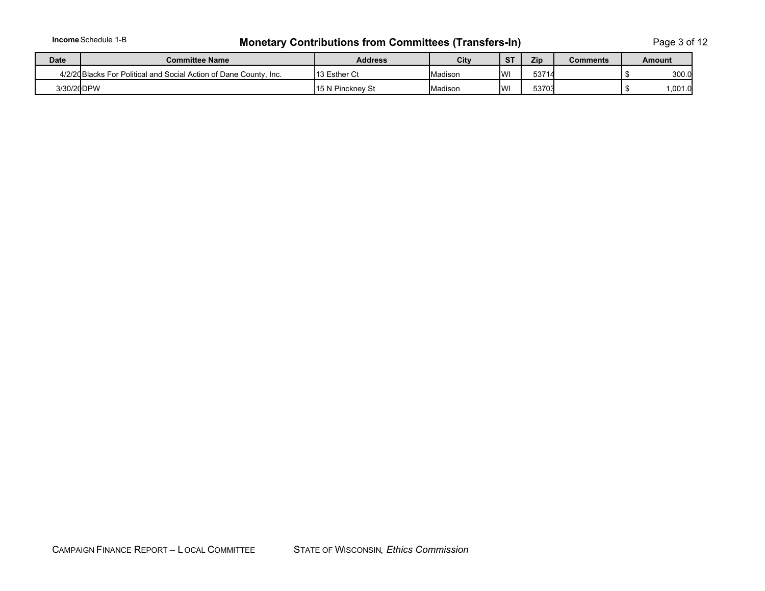**Income** Schedule 1-B

# Monetary Contributions from Committees (Transfers-In)

| Date | Committee Name | Address | City | ST | Zip | Comments | Amount |
|---|---|---|---|---|---|---|---|
| 4/2/20 | Blacks For Political and Social Action of Dane County, Inc. | 13 Esther Ct | Madison | WI | 53714 | | $ 300.0 |
| 3/30/20 | DPW | 15 N Pinckney St | Madison | WI | 53703 | | $ 1,001.0 |

CAMPAIGN FINANCE REPORT – LOCAL COMMITTEE STATE OF WISCONSIN, *Ethics Commission*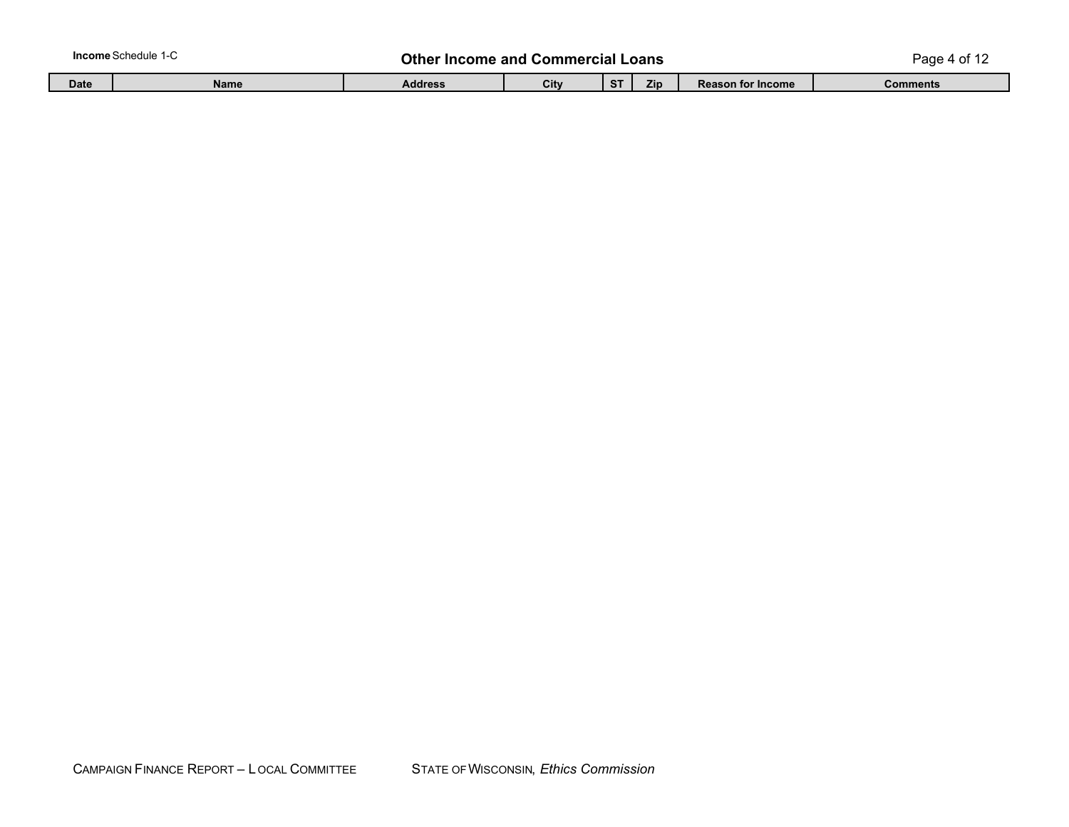**Income** Schedule 1-C

## Other Income and Commercial Loans

| Date | Name | Address | City | ST | Zip | Reason for Income | Comments |
|---|---|---|---|---|---|---|---|

CAMPAIGN FINANCE REPORT – LOCAL COMMITTEE STATE OF WISCONSIN, *Ethics Commission*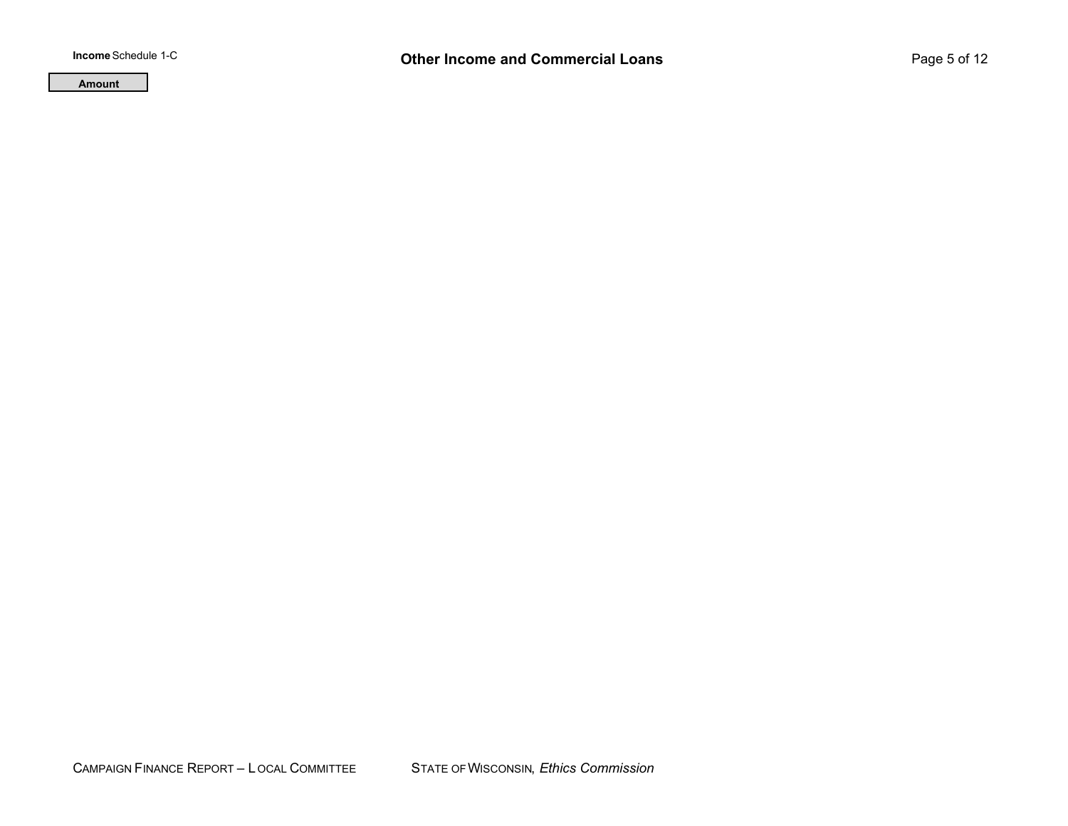**Income** Schedule 1-C

# Other Income and Commercial Loans

| Amount |
| --- |

CAMPAIGN FINANCE REPORT – LOCAL COMMITTEE STATE OF WISCONSIN, *Ethics Commission*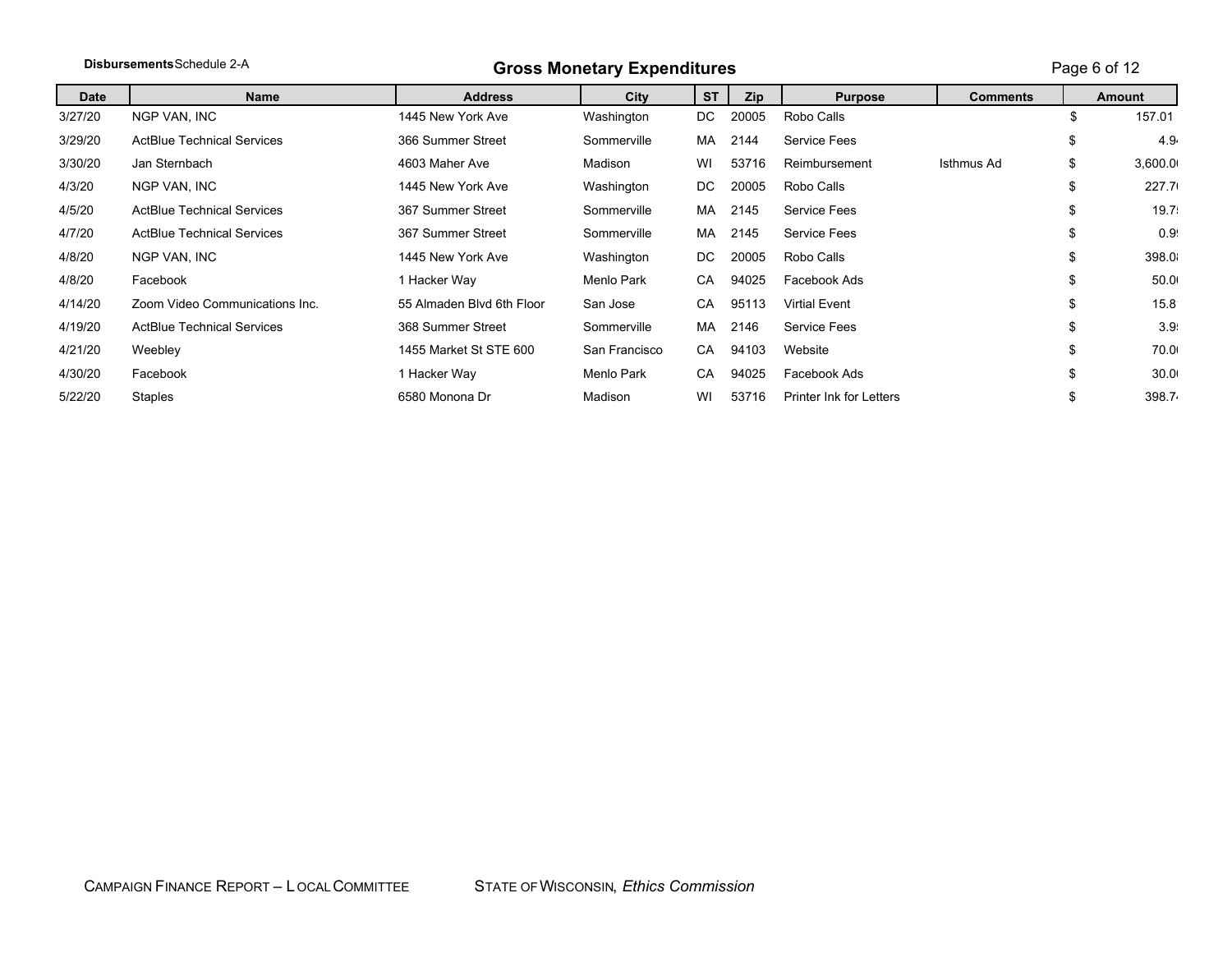**Disbursements** Schedule 2-A

## Gross Monetary Expenditures

| Date | Name | Address | City | ST | Zip | Purpose | Comments | Amount |
|---|---|---|---|---|---|---|---|---|
| 3/27/20 | NGP VAN, INC | 1445 New York Ave | Washington | DC | 20005 | Robo Calls | | $ 157.01 |
| 3/29/20 | ActBlue Technical Services | 366 Summer Street | Sommerville | MA | 2144 | Service Fees | | $ 4.94 |
| 3/30/20 | Jan Sternbach | 4603 Maher Ave | Madison | WI | 53716 | Reimbursement | Isthmus Ad | $ 3,600.00 |
| 4/3/20 | NGP VAN, INC | 1445 New York Ave | Washington | DC | 20005 | Robo Calls | | $ 227.70 |
| 4/5/20 | ActBlue Technical Services | 367 Summer Street | Sommerville | MA | 2145 | Service Fees | | $ 19.75 |
| 4/7/20 | ActBlue Technical Services | 367 Summer Street | Sommerville | MA | 2145 | Service Fees | | $ 0.99 |
| 4/8/20 | NGP VAN, INC | 1445 New York Ave | Washington | DC | 20005 | Robo Calls | | $ 398.08 |
| 4/8/20 | Facebook | 1 Hacker Way | Menlo Park | CA | 94025 | Facebook Ads | | $ 50.00 |
| 4/14/20 | Zoom Video Communications Inc. | 55 Almaden Blvd 6th Floor | San Jose | CA | 95113 | Virtial Event | | $ 15.81 |
| 4/19/20 | ActBlue Technical Services | 368 Summer Street | Sommerville | MA | 2146 | Service Fees | | $ 3.95 |
| 4/21/20 | Weebley | 1455 Market St STE 600 | San Francisco | CA | 94103 | Website | | $ 70.00 |
| 4/30/20 | Facebook | 1 Hacker Way | Menlo Park | CA | 94025 | Facebook Ads | | $ 30.00 |
| 5/22/20 | Staples | 6580 Monona Dr | Madison | WI | 53716 | Printer Ink for Letters | | $ 398.74 |

CAMPAIGN FINANCE REPORT – LOCAL COMMITTEE STATE OF WISCONSIN, *Ethics Commission*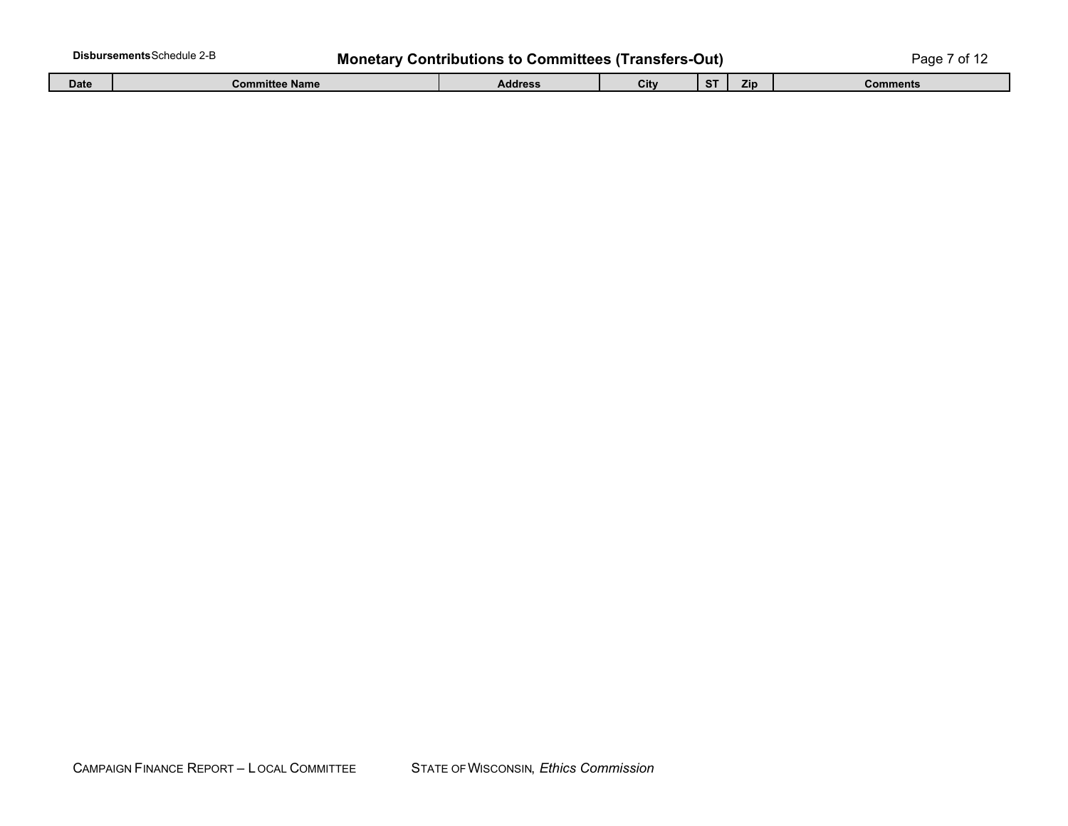**Disbursements** Schedule 2-B

# Monetary Contributions to Committees (Transfers-Out)

| Date | Committee Name | Address | City | ST | Zip | Comments |
| --- | --- | --- | --- | --- | --- | --- |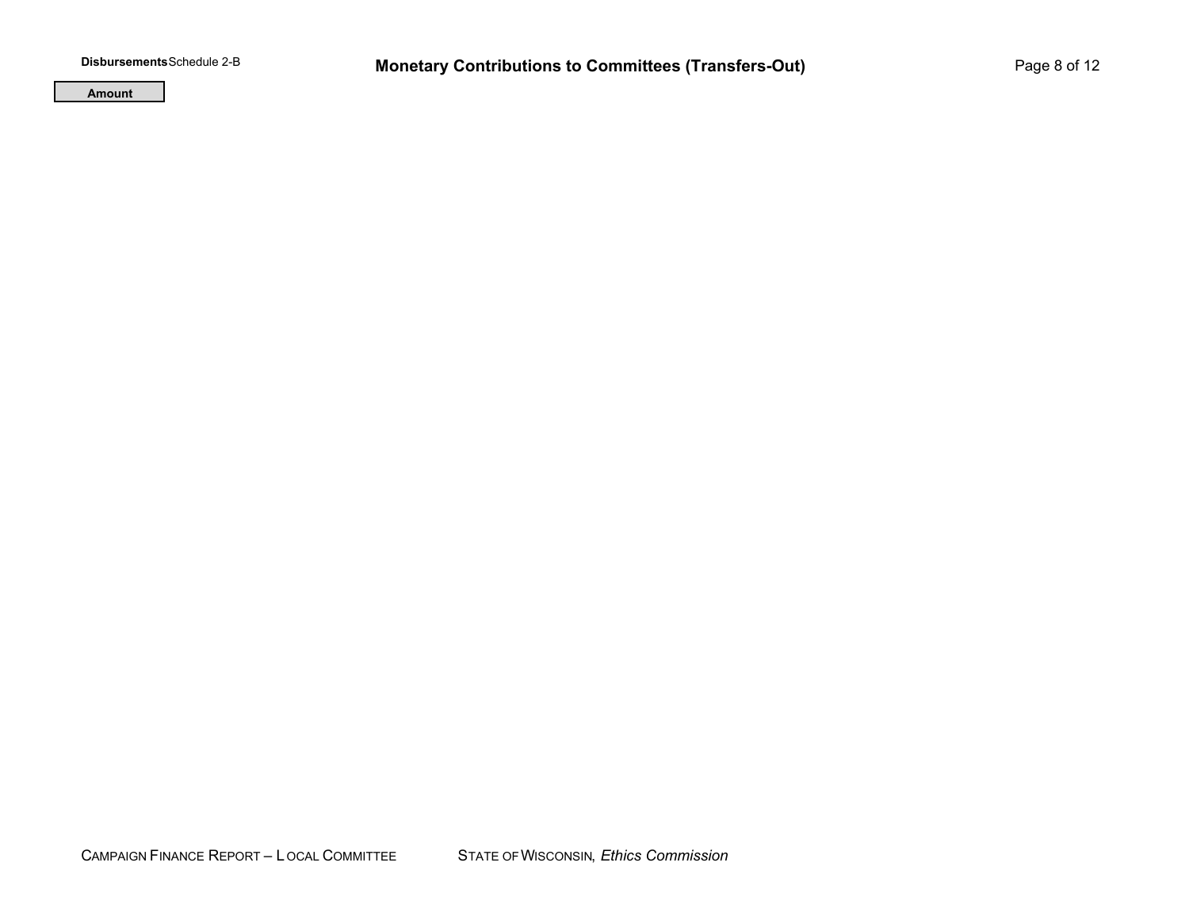**Disbursements** Schedule 2-B

# Monetary Contributions to Committees (Transfers-Out)

| Amount |
| --- |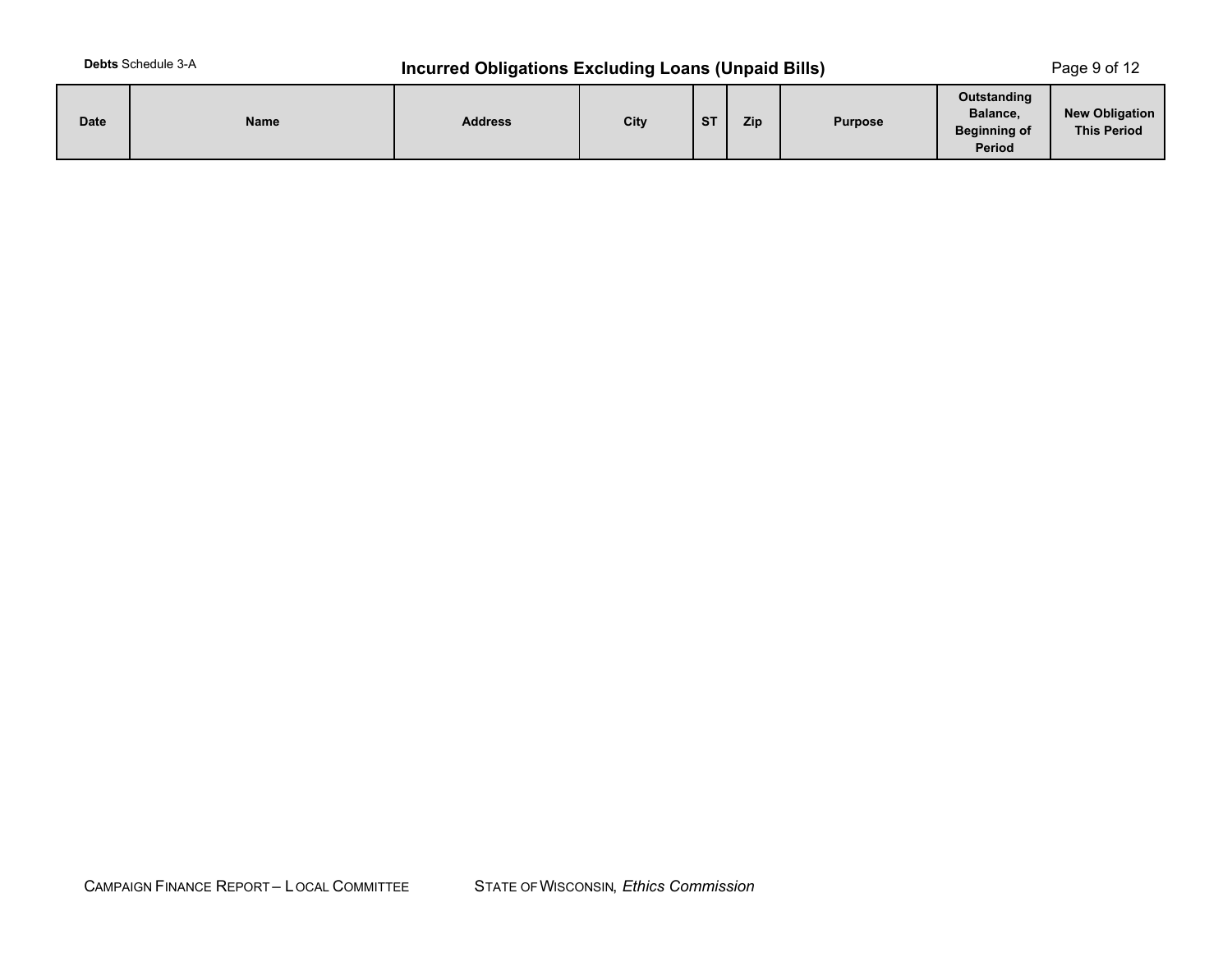**Debts** Schedule 3-A

# Incurred Obligations Excluding Loans (Unpaid Bills)

| Date | Name | Address | City | ST | Zip | Purpose | Outstanding Balance, Beginning of Period | New Obligation This Period |
|---|---|---|---|---|---|---|---|---|

CAMPAIGN FINANCE REPORT – LOCAL COMMITTEE    STATE OF WISCONSIN, *Ethics Commission*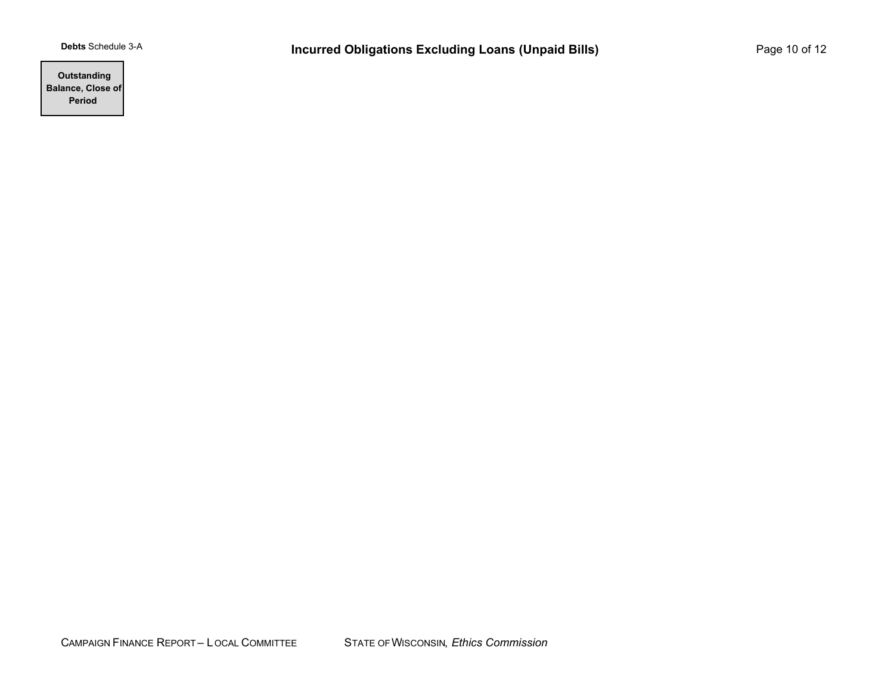**Debts** Schedule 3-A

# Incurred Obligations Excluding Loans (Unpaid Bills)

| Outstanding Balance, Close of Period |
|---|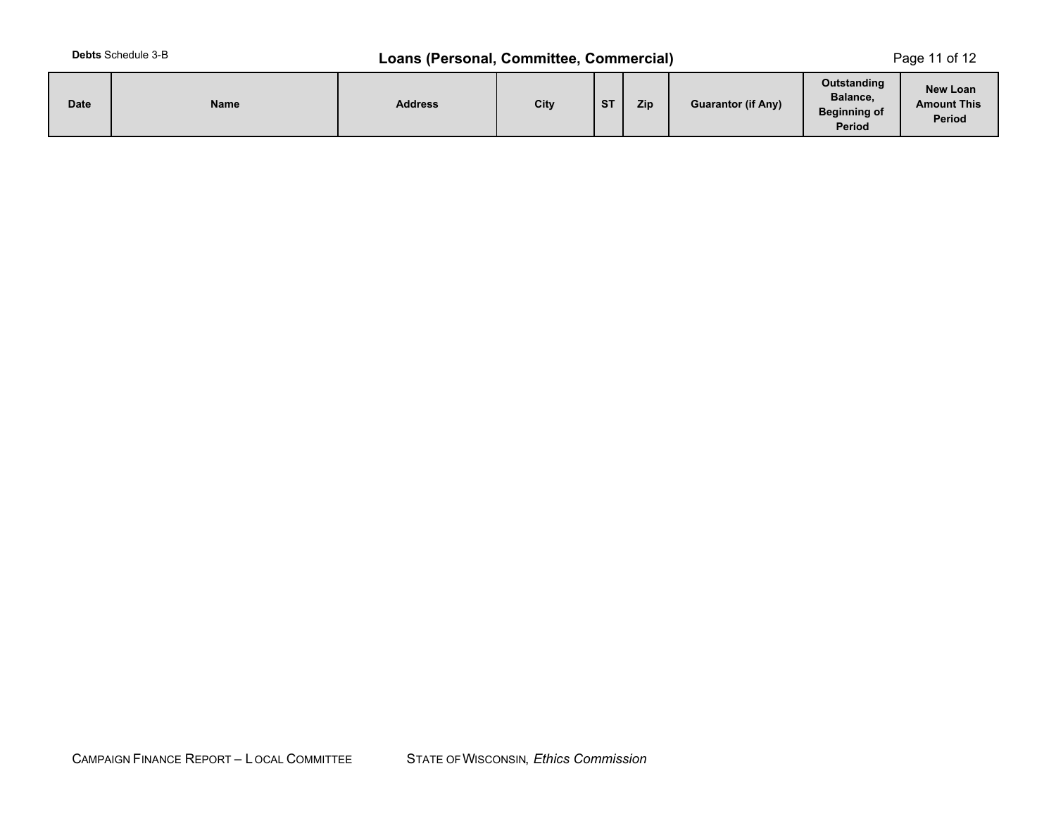**Debts** Schedule 3-B

## Loans (Personal, Committee, Commercial)

| Date | Name | Address | City | ST | Zip | Guarantor (if Any) | Outstanding Balance, Beginning of Period | New Loan Amount This Period |
|---|---|---|---|---|---|---|---|---|

CAMPAIGN FINANCE REPORT – LOCAL COMMITTEE    STATE OF WISCONSIN, *Ethics Commission*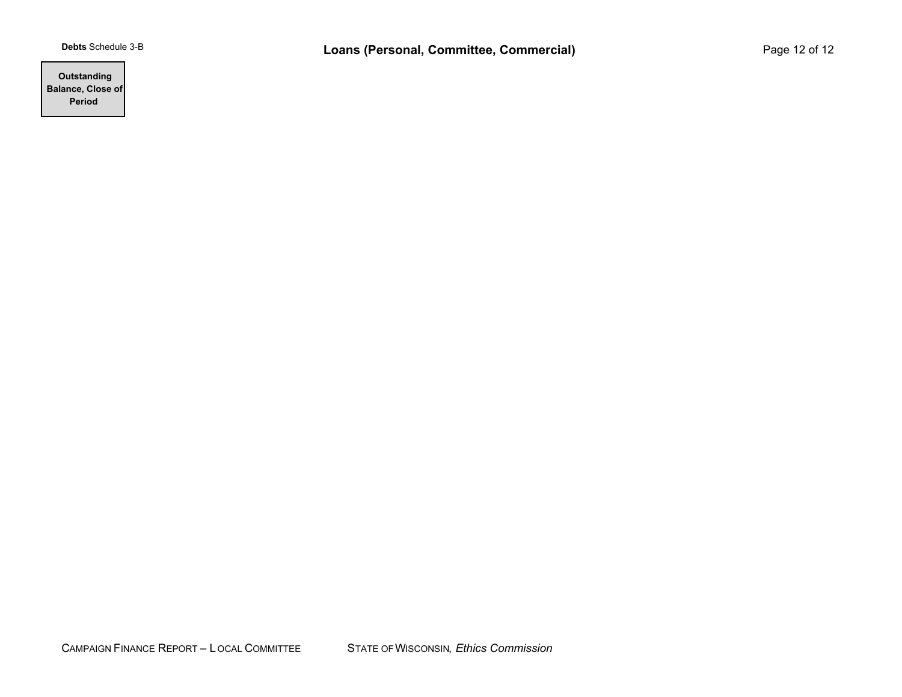**Debts** Schedule 3-B

# Loans (Personal, Committee, Commercial)

| Outstanding Balance, Close of Period |
| --- |
| |